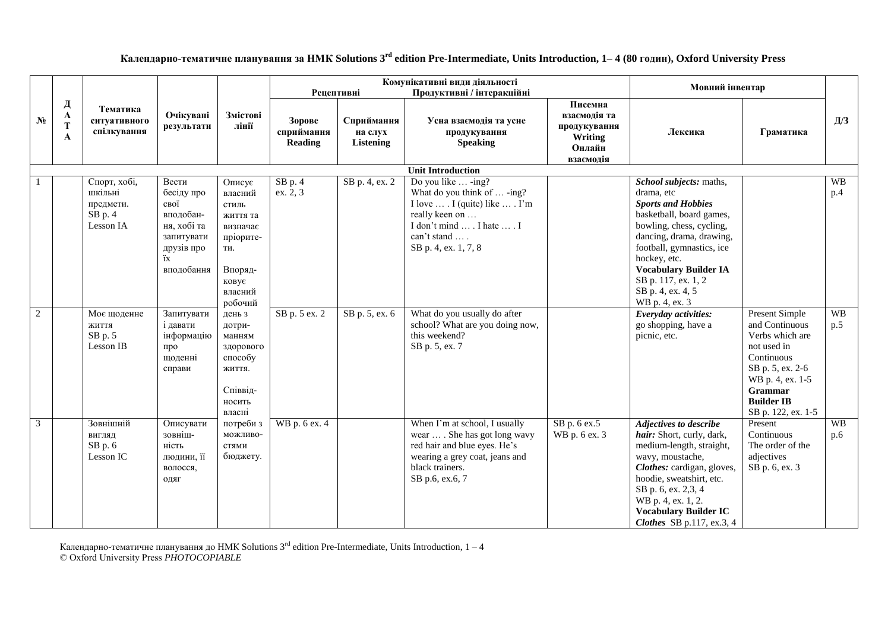# Календарно-тематичне планування за НМК Solutions 3rd edition Pre-Intermediate, Units Introduction, 1– 4 (80 годин), Oxford University Press

| № | ДАТА | Тематика ситуативного спілкування | Очікувані результати | Змістові лінії | Комунікативні види діяльності: Рецептивні — Зорове сприймання Reading | Рецептивні — Сприймання на слух Listening | Продуктивні / інтеракційні — Усна взаємодія та усне продукування Speaking | Продуктивні / інтеракційні — Писемна взаємодія та продукування Writing Онлайн взаємодія | Мовний інвентар: Лексика | Мовний інвентар: Граматика | Д/З |
|---|---|---|---|---|---|---|---|---|---|---|---|
| | | | | | | | **Unit Introduction** | | | | |
| 1 | | Спорт, хобі, шкільні предмети. SB p. 4 Lesson IA | Вести бесіду про свої вподобання, хобі та запитувати друзів про їх вподобання | Описує власний стиль життя та визначає пріоритети. Впорядковує власний робочий день з дотриманням здорового способу життя. Співвідносить власні потреби з можливостями бюджету. | SB p. 4 ex. 2, 3 | SB p. 4, ex. 2 | Do you like … -ing? What do you think of … -ing? I love … . I (quite) like … . I'm really keen on … I don't mind … . I hate … . I can't stand … . SB p. 4, ex. 1, 7, 8 | | ***School subjects:*** maths, drama, etc ***Sports and Hobbies*** basketball, board games, bowling, chess, cycling, dancing, drama, drawing, football, gymnastics, ice hockey, etc. **Vocabulary Builder IA** SB p. 117, ex. 1, 2 SB p. 4, ex. 4, 5 WB p. 4, ex. 3 | | WB p.4 |
| 2 | | Моє щоденне життя SB p. 5 Lesson IB | Запитувати і давати інформацію про щоденні справи | | SB p. 5 ex. 2 | SB p. 5, ex. 6 | What do you usually do after school? What are you doing now, this weekend? SB p. 5, ex. 7 | | ***Everyday activities:*** go shopping, have a picnic, etc. | Present Simple and Continuous Verbs which are not used in Continuous SB p. 5, ex. 2-6 WB p. 4, ex. 1-5 **Grammar Builder IB** SB p. 122, ex. 1-5 | WB p.5 |
| 3 | | Зовнішній вигляд SB p. 6 Lesson IC | Описувати зовнішність людини, її волосся, одяг | | WB p. 6 ex. 4 | | When I'm at school, I usually wear … . She has got long wavy red hair and blue eyes. He's wearing a grey coat, jeans and black trainers. SB p.6, ex.6, 7 | SB p. 6 ex.5 WB p. 6 ex. 3 | ***Adjectives to describe hair:*** Short, curly, dark, medium-length, straight, wavy, moustache, ***Clothes:*** cardigan, gloves, hoodie, sweatshirt, etc. SB p. 6, ex. 2,3, 4 WB p. 4, ex. 1, 2. **Vocabulary Builder IC** ***Clothes*** SB p.117, ex.3, 4 | Present Continuous The order of the adjectives SB p. 6, ex. 3 | WB p.6 |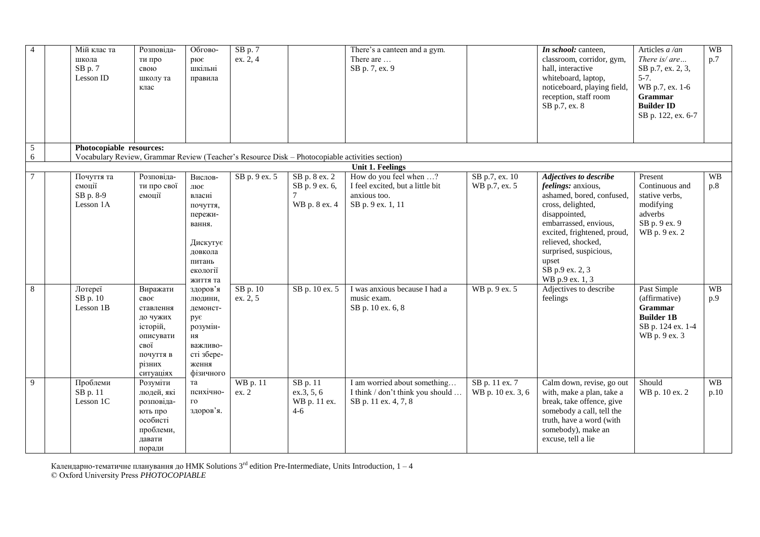| 4 | | Мій клас та школа SB p. 7 Lesson ID | Розповідати про свою школу та клас | Обговорює шкільні правила | SB p. 7 ex. 2, 4 | | There's a canteen and a gym. There are … SB p. 7, ex. 9 | | *In school:* canteen, classroom, corridor, gym, hall, interactive whiteboard, laptop, noticeboard, playing field, reception, staff room SB p.7, ex. 8 | Articles *a /an* *There is/ are…* SB p.7, ex. 2, 3, 5-7. WB p.7, ex. 1-6 **Grammar Builder ID** SB p. 122, ex. 6-7 | WB p.7 |
|---|---|---|---|---|---|---|---|---|---|---|---|
| 5 6 | | **Photocopiable resources:** Vocabulary Review, Grammar Review (Teacher's Resource Disk – Photocopiable activities section) | | | | | | | | | |
| | | | | | | | **Unit 1. Feelings** | | | | |
| 7 | | Почуття та емоції SB p. 8-9 Lesson 1A | Розповідати про свої емоції | Висловлює власні почуття, переживання. Дискутує довкола питань екології життя та здоров'я людини, демонструє розуміння важливості збереження фізичного та психічного здоров'я. | SB p. 9 ex. 5 | SB p. 8 ex. 2 SB p. 9 ex. 6, 7 WB p. 8 ex. 4 | How do you feel when …? I feel excited, but a little bit anxious too. SB p. 9 ex. 1, 11 | SB p.7, ex. 10 WB p.7, ex. 5 | ***Adjectives to describe feelings:*** anxious, ashamed, bored, confused, cross, delighted, disappointed, embarrassed, envious, excited, frightened, proud, relieved, shocked, surprised, suspicious, upset SB p.9 ex. 2, 3 WB p.9 ex. 1, 3 | Present Continuous and stative verbs, modifying adverbs SB p. 9 ex. 9 WB p. 9 ex. 2 | WB p.8 |
| 8 | | Лотереї SB p. 10 Lesson 1B | Виражати своє ставлення до чужих історій, описувати свої почуття в різних ситуаціях | | SB p. 10 ex. 2, 5 | SB p. 10 ex. 5 | I was anxious because I had a music exam. SB p. 10 ex. 6, 8 | WB p. 9 ex. 5 | Adjectives to describe feelings | Past Simple (affirmative) **Grammar Builder 1B** SB p. 124 ex. 1-4 WB p. 9 ex. 3 | WB p.9 |
| 9 | | Проблеми SB p. 11 Lesson 1C | Розуміти людей, які розповідають про особисті проблеми, давати поради | | WB p. 11 ex. 2 | SB p. 11 ex.3, 5, 6 WB p. 11 ex. 4-6 | I am worried about something… I think / don't think you should … SB p. 11 ex. 4, 7, 8 | SB p. 11 ex. 7 WB p. 10 ex. 3, 6 | Calm down, revise, go out with, make a plan, take a break, take offence, give somebody a call, tell the truth, have a word (with somebody), make an excuse, tell a lie | Should WB p. 10 ex. 2 | WB p.10 |

Календарно-тематичне планування до НМК Solutions 3rd edition Pre-Intermediate, Units Introduction, 1 – 4
© Oxford University Press *PHOTOCOPIABLE*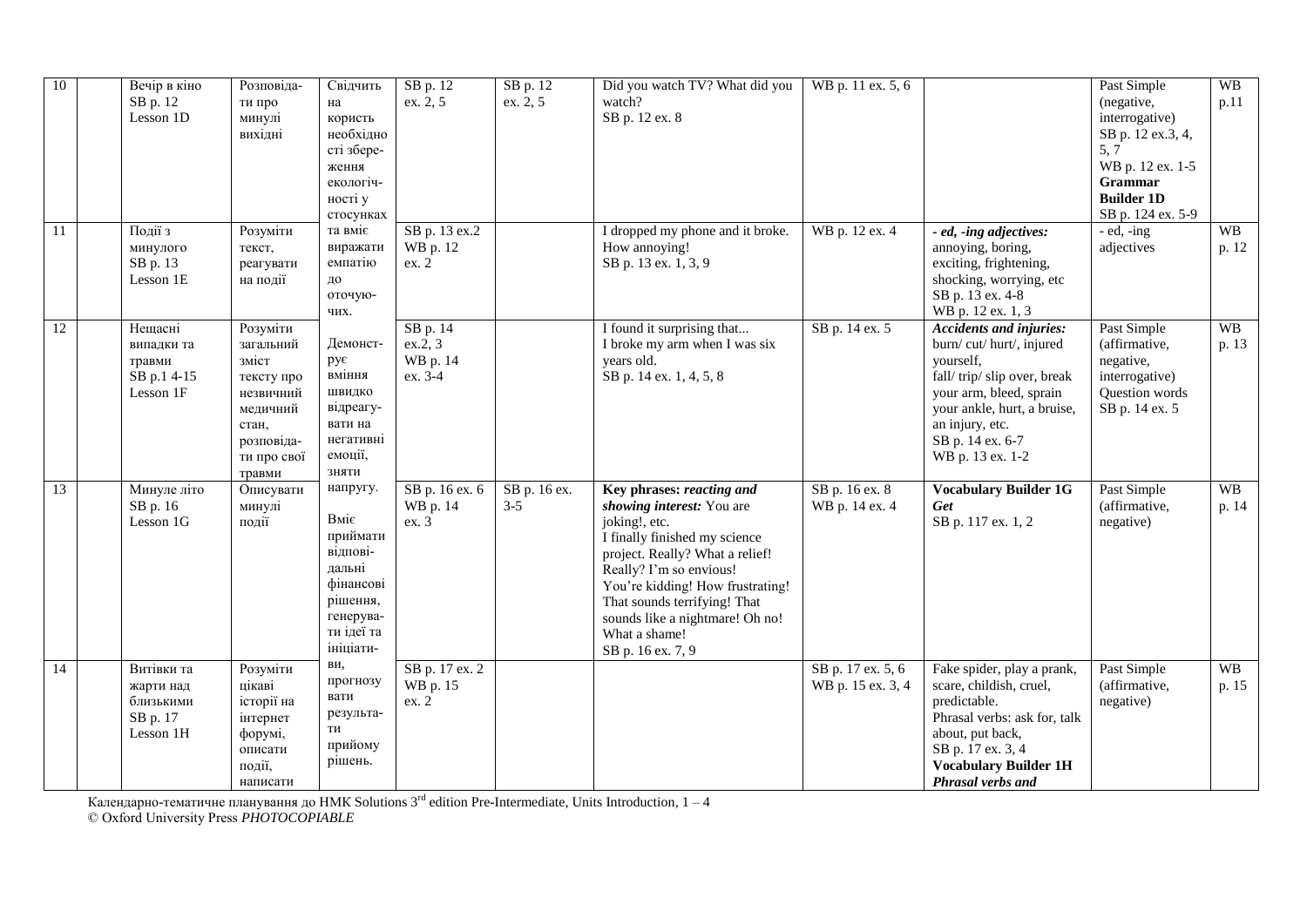| 10 | | Вечір в кіно SB p. 12 Lesson 1D | Розповідати про минулі вихідні | Свідчить на користь необхідності збереження екологічності у стосунках та вміє виражати емпатію до оточуючих. Демонструє вміння швидко відреагувати на негативні емоції, зняти напругу. Вміє приймати відповідальні фінансові рішення, генерувати ідеї та ініціативи, прогнозувати результати прийому рішень. | SB p. 12 ex. 2, 5 | SB p. 12 ex. 2, 5 | Did you watch TV? What did you watch? SB p. 12 ex. 8 | WB p. 11 ex. 5, 6 | | Past Simple (negative, interrogative) SB p. 12 ex.3, 4, 5, 7 WB p. 12 ex. 1-5 **Grammar Builder 1D** SB p. 124 ex. 5-9 | WB p.11 |
|---|---|---|---|---|---|---|---|---|---|---|---|
| 11 | | Події з минулого SB p. 13 Lesson 1E | Розуміти текст, реагувати на події | | SB p. 13 ex.2 WB p. 12 ex. 2 | | I dropped my phone and it broke. How annoying! SB p. 13 ex. 1, 3, 9 | WB p. 12 ex. 4 | ***- ed, -ing adjectives:*** annoying, boring, exciting, frightening, shocking, worrying, etc SB p. 13 ex. 4-8 WB p. 12 ex. 1, 3 | - ed, -ing adjectives | WB p. 12 |
| 12 | | Нещасні випадки та травми SB p.1 4-15 Lesson 1F | Розуміти загальний зміст тексту про незвичний медичний стан, розповідати про свої травми | | SB p. 14 ex.2, 3 WB p. 14 ex. 3-4 | | I found it surprising that... I broke my arm when I was six years old. SB p. 14 ex. 1, 4, 5, 8 | SB p. 14 ex. 5 | ***Accidents and injuries:*** burn/ cut/ hurt/, injured yourself, fall/ trip/ slip over, break your arm, bleed, sprain your ankle, hurt, a bruise, an injury, etc. SB p. 14 ex. 6-7 WB p. 13 ex. 1-2 | Past Simple (affirmative, negative, interrogative) Question words SB p. 14 ex. 5 | WB p. 13 |
| 13 | | Минуле літо SB p. 16 Lesson 1G | Описувати минулі події | | SB p. 16 ex. 6 WB p. 14 ex. 3 | SB p. 16 ex. 3-5 | **Key phrases: *reacting and showing interest:*** You are joking!, etc. I finally finished my science project. Really? What a relief! Really? I'm so envious! You're kidding! How frustrating! That sounds terrifying! That sounds like a nightmare! Oh no! What a shame! SB p. 16 ex. 7, 9 | SB p. 16 ex. 8 WB p. 14 ex. 4 | **Vocabulary Builder 1G *Get*** SB p. 117 ex. 1, 2 | Past Simple (affirmative, negative) | WB p. 14 |
| 14 | | Витівки та жарти над близькими SB p. 17 Lesson 1H | Розуміти цікаві історії на інтернет форумі, описати події, написати | | SB p. 17 ex. 2 WB p. 15 ex. 2 | | | SB p. 17 ex. 5, 6 WB p. 15 ex. 3, 4 | Fake spider, play a prank, scare, childish, cruel, predictable. Phrasal verbs: ask for, talk about, put back, SB p. 17 ex. 3, 4 **Vocabulary Builder 1H *Phrasal verbs and*** | Past Simple (affirmative, negative) | WB p. 15 |

Календарно-тематичне планування до НМК Solutions 3rd edition Pre-Intermediate, Units Introduction, 1 – 4
© Oxford University Press *PHOTOCOPIABLE*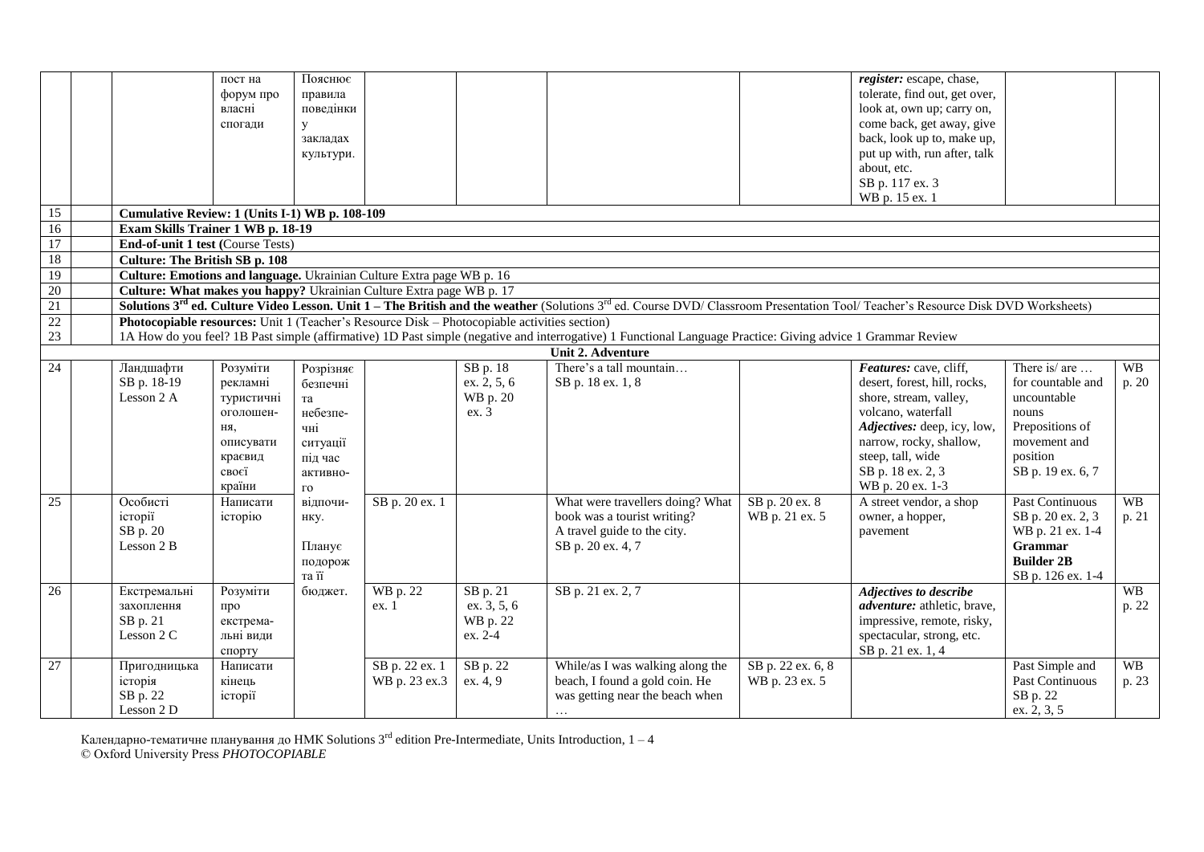| | | | | | | | | | | | |
|---|---|---|---|---|---|---|---|---|---|---|---|
| | | | пост на форум про власні спогади | Пояснює правила поведінки у закладах культури. | | | | | *register:* escape, chase, tolerate, find out, get over, look at, own up; carry on, come back, get away, give back, look up to, make up, put up with, run after, talk about, etc. SB p. 117 ex. 3 WB p. 15 ex. 1 | | |
| 15 | | **Cumulative Review: 1 (Units I-1) WB p. 108-109** | | | | | | | | | |
| 16 | | **Exam Skills Trainer 1 WB p. 18-19** | | | | | | | | | |
| 17 | | **End-of-unit 1 test (**Course Tests) | | | | | | | | | |
| 18 | | **Culture: The British SB p. 108** | | | | | | | | | |
| 19 | | **Culture: Emotions and language.** Ukrainian Culture Extra page WB p. 16 | | | | | | | | | |
| 20 | | **Culture: What makes you happy?** Ukrainian Culture Extra page WB p. 17 | | | | | | | | | |
| 21 | | **Solutions 3rd ed. Culture Video Lesson. Unit 1 – The British and the weather** (Solutions 3rd ed. Course DVD/ Classroom Presentation Tool/ Teacher's Resource Disk DVD Worksheets) | | | | | | | | | |
| 22 | | **Photocopiable resources:** Unit 1 (Teacher's Resource Disk – Photocopiable activities section) | | | | | | | | | |
| 23 | | 1A How do you feel? 1B Past simple (affirmative) 1D Past simple (negative and interrogative) 1 Functional Language Practice: Giving advice 1 Grammar Review | | | | | | | | | |
| | | **Unit 2. Adventure** | | | | | | | | | |
| 24 | | Ландшафти SB p. 18-19 Lesson 2 A | Розуміти рекламні туристичні оголошення, описувати краєвид своєї країни | Розрізняє безпечні та небезпечні ситуації під час активного відпочинку. Планує подорож та її бюджет. | | SB p. 18 ex. 2, 5, 6 WB p. 20 ex. 3 | There's a tall mountain… SB p. 18 ex. 1, 8 | | *Features:* cave, cliff, desert, forest, hill, rocks, shore, stream, valley, volcano, waterfall *Adjectives:* deep, icy, low, narrow, rocky, shallow, steep, tall, wide SB p. 18 ex. 2, 3 WB p. 20 ex. 1-3 | There is/ are … for countable and uncountable nouns Prepositions of movement and position SB p. 19 ex. 6, 7 | WB p. 20 |
| 25 | | Особисті історії SB p. 20 Lesson 2 B | Написати історію | | SB p. 20 ex. 1 | | What were travellers doing? What book was a tourist writing? A travel guide to the city. SB p. 20 ex. 4, 7 | SB p. 20 ex. 8 WB p. 21 ex. 5 | A street vendor, a shop owner, a hopper, pavement | Past Continuous SB p. 20 ex. 2, 3 WB p. 21 ex. 1-4 **Grammar Builder 2B** SB p. 126 ex. 1-4 | WB p. 21 |
| 26 | | Екстремальні захоплення SB p. 21 Lesson 2 C | Розуміти про екстремальні види спорту | | WB p. 22 ex. 1 | SB p. 21 ex. 3, 5, 6 WB p. 22 ex. 2-4 | SB p. 21 ex. 2, 7 | | ***Adjectives to describe adventure:*** athletic, brave, impressive, remote, risky, spectacular, strong, etc. SB p. 21 ex. 1, 4 | | WB p. 22 |
| 27 | | Пригодницька історія SB p. 22 Lesson 2 D | Написати кінець історії | | SB p. 22 ex. 1 WB p. 23 ex.3 | SB p. 22 ex. 4, 9 | While/as I was walking along the beach, I found a gold coin. He was getting near the beach when … | SB p. 22 ex. 6, 8 WB p. 23 ex. 5 | | Past Simple and Past Continuous SB p. 22 ex. 2, 3, 5 | WB p. 23 |

Календарно-тематичне планування до НМК Solutions 3rd edition Pre-Intermediate, Units Introduction, 1 – 4
© Oxford University Press *PHOTOCOPIABLE*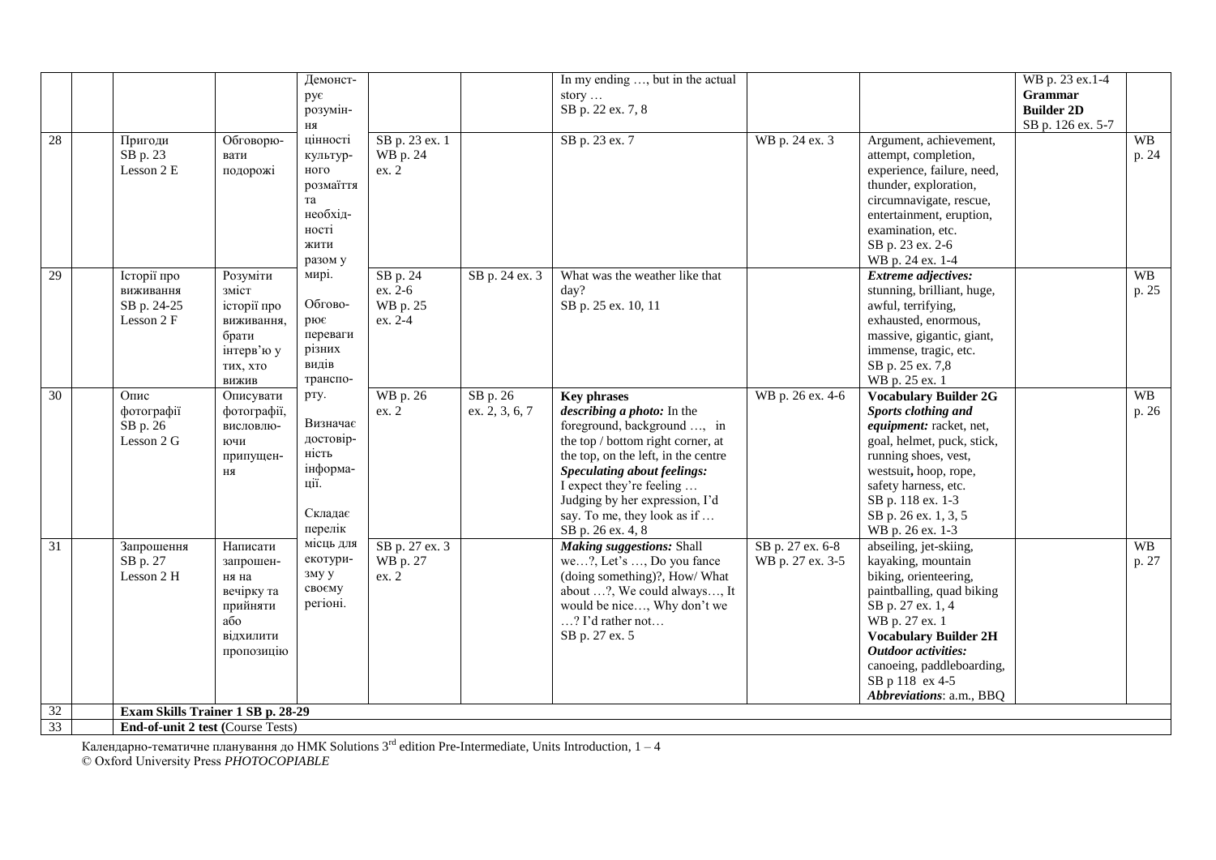| | | | | Демонструє розуміння цінності культурного розмаїття та необхідності жити разом у мирі. Обговорює переваги різних видів транспорту. Визначає достовірність інформації. Складає перелік місць для екотуризму у своєму регіоні. | | | In my ending …, but in the actual story … SB p. 22 ex. 7, 8 | | | WB p. 23 ex.1-4 **Grammar Builder 2D** SB p. 126 ex. 5-7 | |
|---|---|---|---|---|---|---|---|---|---|---|---|
| 28 | | Пригоди SB p. 23 Lesson 2 E | Обговорювати подорожі | | SB p. 23 ex. 1 WB p. 24 ex. 2 | | SB p. 23 ex. 7 | WB p. 24 ex. 3 | Argument, achievement, attempt, completion, experience, failure, need, thunder, exploration, circumnavigate, rescue, entertainment, eruption, examination, etc. SB p. 23 ex. 2-6 WB p. 24 ex. 1-4 | | WB p. 24 |
| 29 | | Історії про виживання SB p. 24-25 Lesson 2 F | Розуміти зміст історії про виживання, брати інтерв'ю у тих, хто вижив | | SB p. 24 ex. 2-6 WB p. 25 ex. 2-4 | SB p. 24 ex. 3 | What was the weather like that day? SB p. 25 ex. 10, 11 | | ***Extreme adjectives:*** stunning, brilliant, huge, awful, terrifying, exhausted, enormous, massive, gigantic, giant, immense, tragic, etc. SB p. 25 ex. 7,8 WB p. 25 ex. 1 | | WB p. 25 |
| 30 | | Опис фотографії SB p. 26 Lesson 2 G | Описувати фотографії, висловлюючи припущення | | WB p. 26 ex. 2 | SB p. 26 ex. 2, 3, 6, 7 | **Key phrases** ***describing a photo:*** In the foreground, background …, in the top / bottom right corner, at the top, on the left, in the centre ***Speculating about feelings:*** I expect they're feeling … Judging by her expression, I'd say. To me, they look as if … SB p. 26 ex. 4, 8 | WB p. 26 ex. 4-6 | **Vocabulary Builder 2G** ***Sports clothing and equipment:*** racket, net, goal, helmet, puck, stick, running shoes, vest, westsuit, hoop, rope, safety harness, etc. SB p. 118 ex. 1-3 SB p. 26 ex. 1, 3, 5 WB p. 26 ex. 1-3 | | WB p. 26 |
| 31 | | Запрошення SB p. 27 Lesson 2 H | Написати запрошення на вечірку та прийняти або відхилити пропозицію | | SB p. 27 ex. 3 WB p. 27 ex. 2 | | ***Making suggestions:*** Shall we…?, Let's …, Do you fance (doing something)?, How/ What about …?, We could always…, It would be nice…, Why don't we …? I'd rather not… SB p. 27 ex. 5 | SB p. 27 ex. 6-8 WB p. 27 ex. 3-5 | abseiling, jet-skiing, kayaking, mountain biking, orienteering, paintballing, quad biking SB p. 27 ex. 1, 4 WB p. 27 ex. 1 **Vocabulary Builder 2H** ***Outdoor activities:*** canoeing, paddleboarding, SB p 118 ex 4-5 ***Abbreviations***: a.m., BBQ | | WB p. 27 |
| 32 | | **Exam Skills Trainer 1 SB p. 28-29** | | | | | | | | | |
| 33 | | **End-of-unit 2 test** (Course Tests) | | | | | | | | | |

Календарно-тематичне планування до НМК Solutions 3[rd] edition Pre-Intermediate, Units Introduction, 1 – 4
© Oxford University Press *PHOTOCOPIABLE*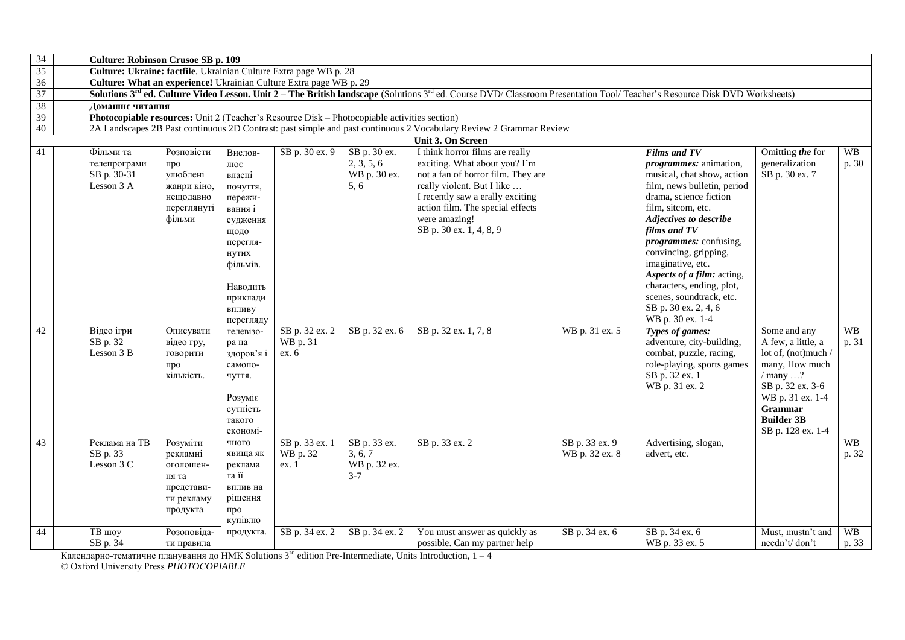| 34 | | Culture: Robinson Crusoe SB p. 109 | | | | | | | | | |
|---|---|---|---|---|---|---|---|---|---|---|---|
| 35 | | **Culture: Ukraine: factfile**. Ukrainian Culture Extra page WB p. 28 | | | | | | | | | |
| 36 | | **Culture: What an experience!** Ukrainian Culture Extra page WB p. 29 | | | | | | | | | |
| 37 | | **Solutions 3rd ed. Culture Video Lesson. Unit 2 – The British landscape** (Solutions 3rd ed. Course DVD/ Classroom Presentation Tool/ Teacher's Resource Disk DVD Worksheets) | | | | | | | | | |
| 38 | | **Домашнє читання** | | | | | | | | | |
| 39 | | **Photocopiable resources:** Unit 2 (Teacher's Resource Disk – Photocopiable activities section) | | | | | | | | | |
| 40 | | 2A Landscapes 2B Past continuous 2D Contrast: past simple and past continuous 2 Vocabulary Review 2 Grammar Review | | | | | | | | | |
| | | | | | | **Unit 3. On Screen** | | | | | |
| 41 | | Фільми та телепрограми SB p. 30-31 Lesson 3 A | Розповісти про улюблені жанри кіно, нещодавно переглянуті фільми | Висловлює власні почуття, переживання і судження щодо переглянутих фільмів. Наводить приклади впливу перегляду | SB p. 30 ex. 9 | SB p. 30 ex. 2, 3, 5, 6 WB p. 30 ex. 5, 6 | I think horror films are really exciting. What about you? I'm not a fan of horror film. They are really violent. But I like … I recently saw a erally exciting action film. The special effects were amazing! SB p. 30 ex. 1, 4, 8, 9 | | ***Films and TV programmes:*** animation, musical, chat show, action film, news bulletin, period drama, science fiction film, sitcom, etc. ***Adjectives to describe films and TV programmes:*** confusing, convincing, gripping, imaginative, etc. ***Aspects of a film:*** acting, characters, ending, plot, scenes, soundtrack, etc. SB p. 30 ex. 2, 4, 6 WB p. 30 ex. 1-4 | Omitting ***the*** for generalization SB p. 30 ex. 7 | WB p. 30 |
| 42 | | Відео ігри SB p. 32 Lesson 3 B | Описувати відео гру, говорити про кількість. | телевізора на здоров'я і самопочуття. Розуміє сутність такого економі- | SB p. 32 ex. 2 WB p. 31 ex. 6 | SB p. 32 ex. 6 | SB p. 32 ex. 1, 7, 8 | WB p. 31 ex. 5 | ***Types of games:*** adventure, city-building, combat, puzzle, racing, role-playing, sports games SB p. 32 ex. 1 WB p. 31 ex. 2 | Some and any A few, a little, a lot of, (not)much / many, How much / many …? SB p. 32 ex. 3-6 WB p. 31 ex. 1-4 **Grammar Builder 3B** SB p. 128 ex. 1-4 | WB p. 31 |
| 43 | | Реклама на ТВ SB p. 33 Lesson 3 C | Розуміти рекламні оголошення та представити рекламу продукта | чного явища як реклама та її вплив на рішення про купівлю | SB p. 33 ex. 1 WB p. 32 ex. 1 | SB p. 33 ex. 3, 6, 7 WB p. 32 ex. 3-7 | SB p. 33 ex. 2 | SB p. 33 ex. 9 WB p. 32 ex. 8 | Advertising, slogan, advert, etc. | | WB p. 32 |
| 44 | | ТВ шоу SB p. 34 | Розоповідати правила | продукта. | SB p. 34 ex. 2 | SB p. 34 ex. 2 | You must answer as quickly as possible. Can my partner help | SB p. 34 ex. 6 | SB p. 34 ex. 6 WB p. 33 ex. 5 | Must, mustn't and needn't/ don't | WB p. 33 |

Календарно-тематичне планування до НМК Solutions 3rd edition Pre-Intermediate, Units Introduction, 1 – 4
© Oxford University Press *PHOTOCOPIABLE*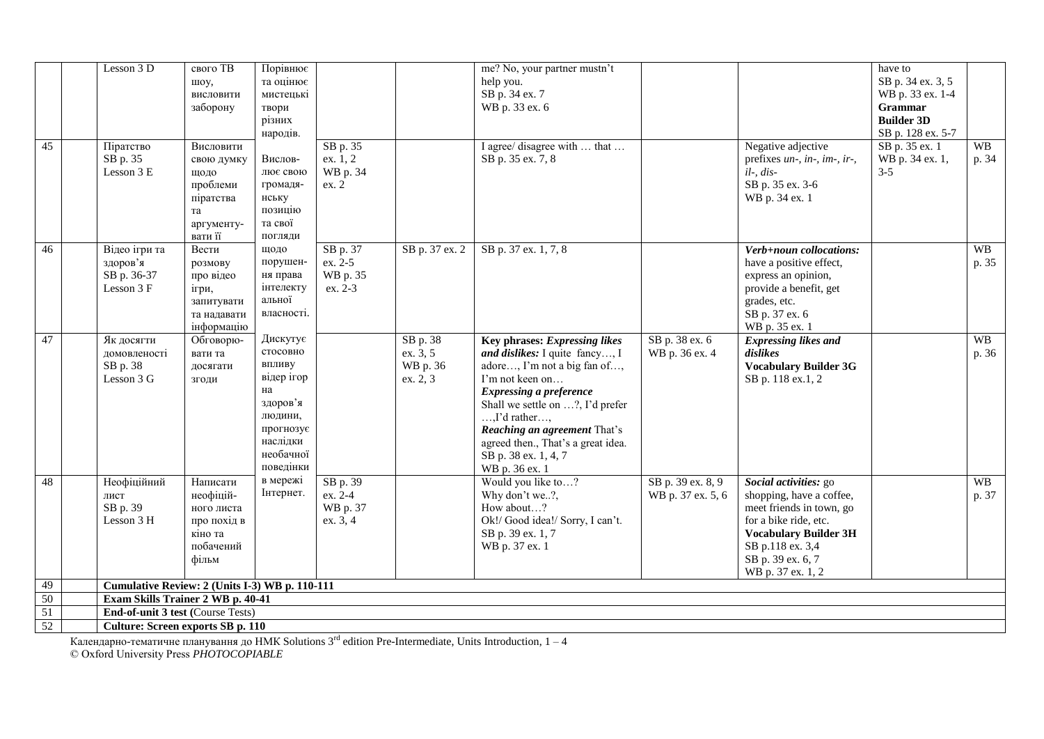| | | Lesson 3 D | свого ТВ шоу, висловити заборону | Порівнює та оцінює мистецькі твори різних народів. | | | me? No, your partner mustn't help you. SB p. 34 ex. 7 WB p. 33 ex. 6 | | | have to SB p. 34 ex. 3, 5 WB p. 33 ex. 1-4 **Grammar Builder 3D** SB p. 128 ex. 5-7 | |
|---|---|---|---|---|---|---|---|---|---|---|---|
| 45 | | Піратство SB p. 35 Lesson 3 E | Висловити свою думку щодо проблеми піратства та аргументувати її | Висловлює свою громадянську позицію та свої погляди щодо порушення права інтелектуальної власності. Дискутує стосовно впливу відеоігор на здоров'я людини, прогнозує наслідки необачної поведінки в мережі Інтернет. | SB p. 35 ex. 1, 2 WB p. 34 ex. 2 | | I agree/ disagree with … that … SB p. 35 ex. 7, 8 | | Negative adjective prefixes *un-*, *in-*, *im-*, *ir-*, *il-*, *dis-* SB p. 35 ex. 3-6 WB p. 34 ex. 1 | SB p. 35 ex. 1 WB p. 34 ex. 1, 3-5 | WB p. 34 |
| 46 | | Відео ігри та здоров'я SB p. 36-37 Lesson 3 F | Вести розмову про відео ігри, запитувати та надавати інформацію | | SB p. 37 ex. 2-5 WB p. 35 ex. 2-3 | SB p. 37 ex. 2 | SB p. 37 ex. 1, 7, 8 | | ***Verb+noun collocations:*** have a positive effect, express an opinion, provide a benefit, get grades, etc. SB p. 37 ex. 6 WB p. 35 ex. 1 | | WB p. 35 |
| 47 | | Як досягти домовленості SB p. 38 Lesson 3 G | Обговорювати та досягати згоди | | | SB p. 38 ex. 3, 5 WB p. 36 ex. 2, 3 | **Key phrases: *Expressing likes and dislikes:*** I quite fancy…, I adore…, I'm not a big fan of…, I'm not keen on… ***Expressing a preference*** Shall we settle on …?, I'd prefer …,I'd rather…, ***Reaching an agreement*** That's agreed then., That's a great idea. SB p. 38 ex. 1, 4, 7 WB p. 36 ex. 1 | SB p. 38 ex. 6 WB p. 36 ex. 4 | ***Expressing likes and dislikes*** **Vocabulary Builder 3G** SB p. 118 ex.1, 2 | | WB p. 36 |
| 48 | | Неофіційний лист SB p. 39 Lesson 3 H | Написати неофіційного листа про похід в кіно та побачений фільм | | SB p. 39 ex. 2-4 WB p. 37 ex. 3, 4 | | Would you like to…? Why don't we..?, How about…? Ok!/ Good idea!/ Sorry, I can't. SB p. 39 ex. 1, 7 WB p. 37 ex. 1 | SB p. 39 ex. 8, 9 WB p. 37 ex. 5, 6 | ***Social activities:*** go shopping, have a coffee, meet friends in town, go for a bike ride, etc. **Vocabulary Builder 3H** SB p.118 ex. 3,4 SB p. 39 ex. 6, 7 WB p. 37 ex. 1, 2 | | WB p. 37 |
| 49 | | **Cumulative Review: 2 (Units I-3) WB p. 110-111** | | | | | | | | | |
| 50 | | **Exam Skills Trainer 2 WB p. 40-41** | | | | | | | | | |
| 51 | | **End-of-unit 3 test** (Course Tests) | | | | | | | | | |
| 52 | | **Culture: Screen exports SB p. 110** | | | | | | | | | |

Календарно-тематичне планування до НМК Solutions 3rd edition Pre-Intermediate, Units Introduction, 1 – 4
© Oxford University Press *PHOTOCOPIABLE*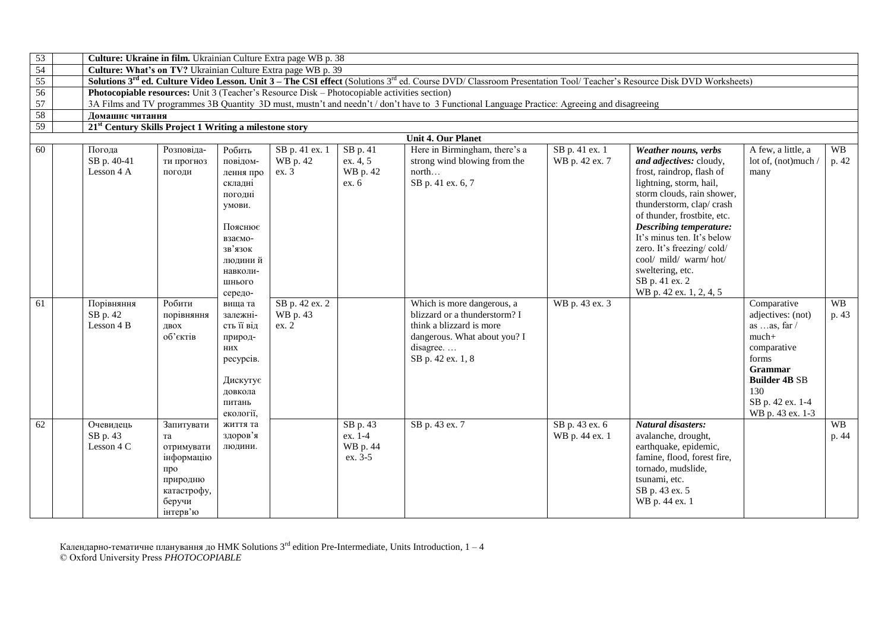| 53 | | Culture: Ukraine in film. Ukrainian Culture Extra page WB p. 38 | | | | | | | | | |
|---|---|---|---|---|---|---|---|---|---|---|---|
| 54 | | **Culture: What's on TV?** Ukrainian Culture Extra page WB p. 39 | | | | | | | | | |
| 55 | | **Solutions 3rd ed. Culture Video Lesson. Unit 3 – The CSI effect** (Solutions 3rd ed. Course DVD/ Classroom Presentation Tool/ Teacher's Resource Disk DVD Worksheets) | | | | | | | | | |
| 56 | | **Photocopiable resources:** Unit 3 (Teacher's Resource Disk – Photocopiable activities section) | | | | | | | | | |
| 57 | | 3A Films and TV programmes 3B Quantity 3D must, mustn't and needn't / don't have to 3 Functional Language Practice: Agreeing and disagreeing | | | | | | | | | |
| 58 | | **Домашнє читання** | | | | | | | | | |
| 59 | | **21st Century Skills Project 1 Writing a milestone story** | | | | | | | | | |
| | | | | | | **Unit 4. Our Planet** | | | | | |
| 60 | | Погода SB p. 40-41 Lesson 4 A | Розповідати прогноз погоди | Робить повідомлення про складні погодні умови. Пояснює взаємозв'язок людини й навколишнього середовища та залежність її від природних ресурсів. Дискутує довкола питань екології, життя та здоров'я людини. | SB p. 41 ex. 1 WB p. 42 ex. 3 | SB p. 41 ex. 4, 5 WB p. 42 ex. 6 | Here in Birmingham, there's a strong wind blowing from the north… SB p. 41 ex. 6, 7 | SB p. 41 ex. 1 WB p. 42 ex. 7 | ***Weather nouns, verbs and adjectives:*** cloudy, frost, raindrop, flash of lightning, storm, hail, storm clouds, rain shower, thunderstorm, clap/ crash of thunder, frostbite, etc. ***Describing temperature:*** It's minus ten. It's below zero. It's freezing/ cold/ cool/ mild/ warm/ hot/ sweltering, etc. SB p. 41 ex. 2 WB p. 42 ex. 1, 2, 4, 5 | A few, a little, a lot of, (not)much / many | WB p. 42 |
| 61 | | Порівняння SB p. 42 Lesson 4 B | Робити порівняння двох об'єктів | | SB p. 42 ex. 2 WB p. 43 ex. 2 | | Which is more dangerous, a blizzard or a thunderstorm? I think a blizzard is more dangerous. What about you? I disagree. … SB p. 42 ex. 1, 8 | WB p. 43 ex. 3 | | Comparative adjectives: (not) as …as, far / much+ comparative forms **Grammar Builder 4B** SB 130 SB p. 42 ex. 1-4 WB p. 43 ex. 1-3 | WB p. 43 |
| 62 | | Очевидець SB p. 43 Lesson 4 C | Запитувати та отримувати інформацію про природню катастрофу, беручи інтерв'ю | | | SB p. 43 ex. 1-4 WB p. 44 ex. 3-5 | SB p. 43 ex. 7 | SB p. 43 ex. 6 WB p. 44 ex. 1 | ***Natural disasters:*** avalanche, drought, earthquake, epidemic, famine, flood, forest fire, tornado, mudslide, tsunami, etc. SB p. 43 ex. 5 WB p. 44 ex. 1 | | WB p. 44 |

Календарно-тематичне планування до НМК Solutions 3rd edition Pre-Intermediate, Units Introduction, 1 – 4
© Oxford University Press *PHOTOCOPIABLE*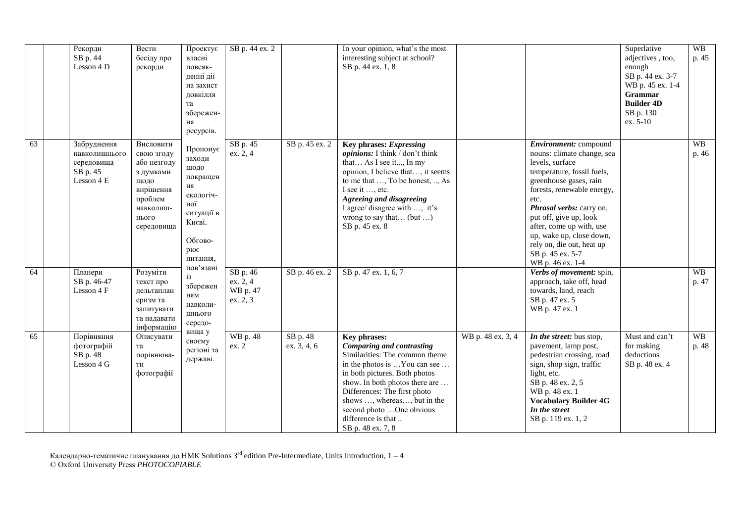| | | Рекорди SB p. 44 Lesson 4 D | Вести бесіду про рекорди | Проектує власні повсяк-денні дії на захист довкілля та збережен-ня ресурсів. | SB p. 44 ex. 2 | | In your opinion, what's the most interesting subject at school? SB p. 44 ex. 1, 8 | | | Superlative adjectives , too, enough SB p. 44 ex. 3-7 WB p. 45 ex. 1-4 **Grammar Builder 4D** SB p. 130 ex. 5-10 | WB p. 45 |
|---|---|---|---|---|---|---|---|---|---|---|---|
| 63 | | Забруднення навколишнього середовища SB p. 45 Lesson 4 E | Висловити свою згоду або незгоду з думками щодо вирішення проблем навколиш-нього середовища | Пропонує заходи щодо покращен ня екологіч-ної ситуації в Києві. Обгово-рює питання, пов'язані із збережен ням навколи-шнього середо-вища у своєму регіоні та державі. | SB p. 45 ex. 2, 4 | SB p. 45 ex. 2 | **Key phrases: *Expressing opinions:*** I think / don't think that… As I see it..., In my opinion, I believe that…, it seems to me that …, To be honest, .., As I see it …, etc. ***Agreeing and disagreeing*** I agree/ disagree with …, it's wrong to say that… (but …) SB p. 45 ex. 8 | | ***Environment:*** compound nouns: climate change, sea levels, surface temperature, fossil fuels, greenhouse gases, rain forests, renewable energy, etc. ***Phrasal verbs:*** carry on, put off, give up, look after, come up with, use up, wake up, close down, rely on, die out, heat up SB p. 45 ex. 5-7 WB p. 46 ex. 1-4 | | WB p. 46 |
| 64 | | Планери SB p. 46-47 Lesson 4 F | Розуміти текст про дельтапланеризм та запитувати та надавати інформацію | | SB p. 46 ex. 2, 4 WB p. 47 ex. 2, 3 | SB p. 46 ex. 2 | SB p. 47 ex. 1, 6, 7 | | ***Verbs of movement:*** spin, approach, take off, head towards, land, reach SB p. 47 ex. 5 WB p. 47 ex. 1 | | WB p. 47 |
| 65 | | Порівняння фотографій SB p. 48 Lesson 4 G | Описувати та порівнюва-ти фотографії | | WB p. 48 ex. 2 | SB p. 48 ex. 3, 4, 6 | **Key phrases:** ***Comparing and contrasting*** Similarities: The common theme in the photos is …You can see … in both pictures. Both photos show. In both photos there are … Differences: The first photo shows …, whereas…, but in the second photo …One obvious difference is that .. SB p. 48 ex. 7, 8 | WB p. 48 ex. 3, 4 | ***In the street:*** bus stop, pavement, lamp post, pedestrian crossing, road sign, shop sign, traffic light, etc. SB p. 48 ex. 2, 5 WB p. 48 ex. 1 **Vocabulary Builder 4G *In the street*** SB p. 119 ex. 1, 2 | Must and can't for making deductions SB p. 48 ex. 4 | WB p. 48 |

Календарно-тематичне планування до НМК Solutions 3rd edition Pre-Intermediate, Units Introduction, 1 – 4
© Oxford University Press *PHOTOCOPIABLE*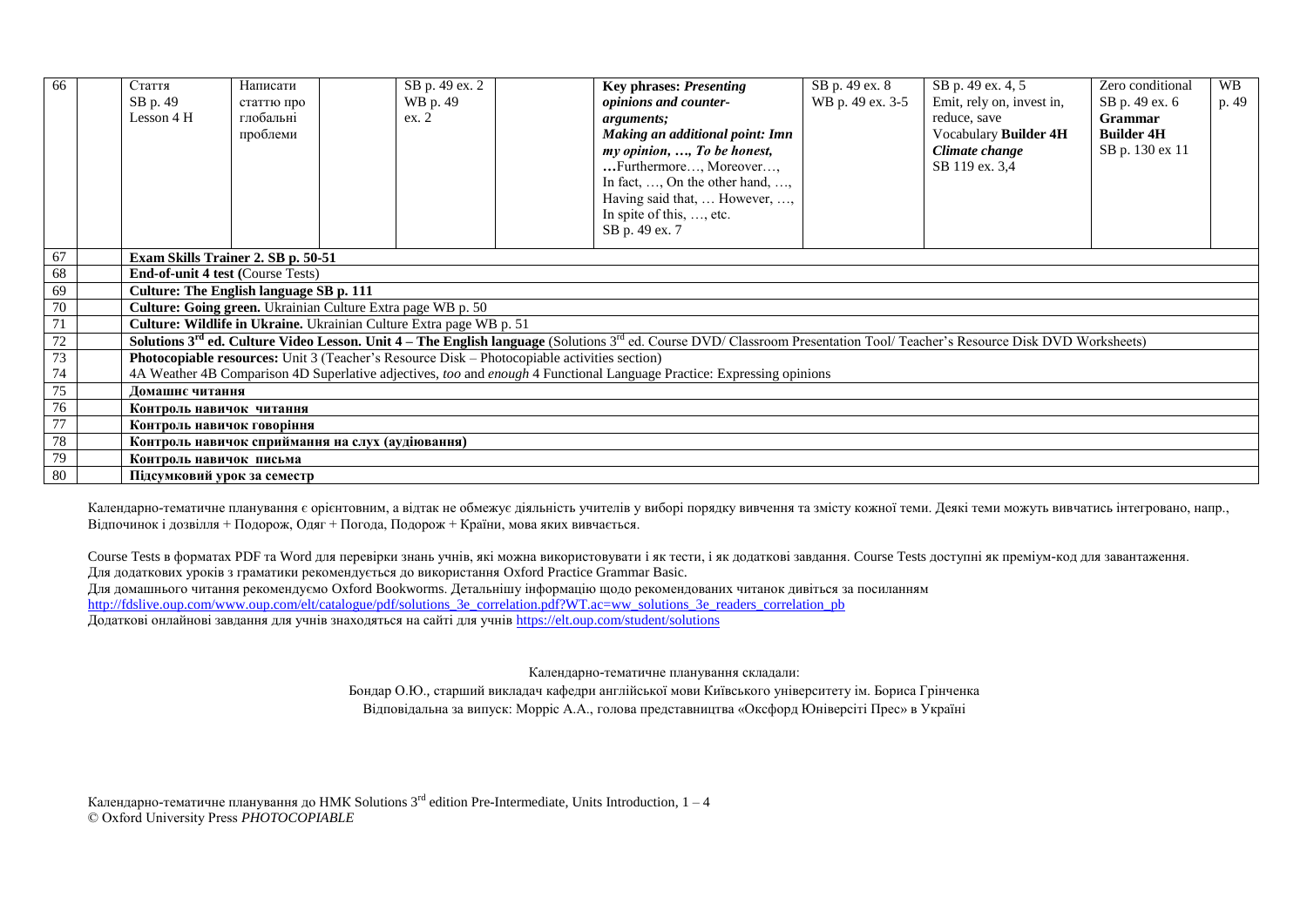| | | | | | | | | | | | | |
|---|---|---|---|---|---|---|---|---|---|---|---|---|
| 66 | | Стаття SB p. 49 Lesson 4 H | Написати статтю про глобальні проблеми | | SB p. 49 ex. 2 WB p. 49 ex. 2 | | **Key phrases:** ***Presenting opinions and counter-arguments; Making an additional point: Imn my opinion, …, To be honest, …***Furthermore…, Moreover…, In fact, …, On the other hand, …, Having said that, … However, …, In spite of this, …, etc. SB p. 49 ex. 7 | SB p. 49 ex. 8 WB p. 49 ex. 3-5 | SB p. 49 ex. 4, 5 Emit, rely on, invest in, reduce, save Vocabulary **Builder 4H** ***Climate change*** SB 119 ex. 3,4 | Zero conditional SB p. 49 ex. 6 **Grammar Builder 4H** SB p. 130 ex 11 | WB p. 49 |
| 67 | | **Exam Skills Trainer 2. SB p. 50-51** | | | | | | | | | | |
| 68 | | **End-of-unit 4 test (**Course Tests) | | | | | | | | | | |
| 69 | | **Culture: The English language SB p. 111** | | | | | | | | | | |
| 70 | | **Culture: Going green.** Ukrainian Culture Extra page WB p. 50 | | | | | | | | | | |
| 71 | | **Culture: Wildlife in Ukraine.** Ukrainian Culture Extra page WB p. 51 | | | | | | | | | | |
| 72 | | **Solutions 3rd ed. Culture Video Lesson. Unit 4 – The English language** (Solutions 3rd ed. Course DVD/ Classroom Presentation Tool/ Teacher's Resource Disk DVD Worksheets) | | | | | | | | | | |
| 73 | | **Photocopiable resources:** Unit 3 (Teacher's Resource Disk – Photocopiable activities section) | | | | | | | | | | |
| 74 | | 4A Weather 4B Comparison 4D Superlative adjectives, *too* and *enough* 4 Functional Language Practice: Expressing opinions | | | | | | | | | | |
| 75 | | **Домашнє читання** | | | | | | | | | | |
| 76 | | **Контроль навичок читання** | | | | | | | | | | |
| 77 | | **Контроль навичок говоріння** | | | | | | | | | | |
| 78 | | **Контроль навичок сприймання на слух (аудіювання)** | | | | | | | | | | |
| 79 | | **Контроль навичок письма** | | | | | | | | | | |
| 80 | | **Підсумковий урок за семестр** | | | | | | | | | | |

Календарно-тематичне планування є орієнтовним, а відтак не обмежує діяльність учителів у виборі порядку вивчення та змісту кожної теми. Деякі теми можуть вивчатись інтегровано, напр., Відпочинок і дозвілля + Подорож, Одяг + Погода, Подорож + Країни, мова яких вивчається.

Course Tests в форматах PDF та Word для перевірки знань учнів, які можна використовувати і як тести, і як додаткові завдання. Course Tests доступні як преміум-код для завантаження.
Для додаткових уроків з граматики рекомендується до використання Oxford Practice Grammar Basic.
Для домашнього читання рекомендуємо Oxford Bookworms. Детальнішу інформацію щодо рекомендованих читанок дивіться за посиланням
http://fdslive.oup.com/www.oup.com/elt/catalogue/pdf/solutions_3e_correlation.pdf?WT.ac=ww_solutions_3e_readers_correlation_pb
Додаткові онлайнові завдання для учнів знаходяться на сайті для учнів https://elt.oup.com/student/solutions

Календарно-тематичне планування складали:
Бондар О.Ю., старший викладач кафедри англійської мови Київського університету ім. Бориса Грінченка
Відповідальна за випуск: Морріс А.А., голова представництва «Оксфорд Юніверсіті Прес» в Україні